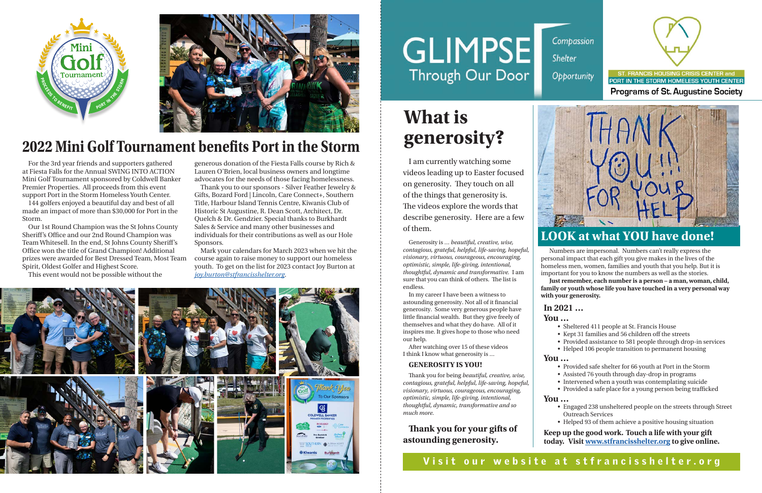## 2022 Mini Golf Tournament benefits Port in the Storm

For the 3rd year friends and supporters gathered at Fiesta Falls for the Annual SWING INTO ACTION Mini Golf Tournament sponsored by Coldwell Banker Premier Properties. All proceeds from this event support Port in the Storm Homeless Youth Center.

144 golfers enjoyed a beautiful day and best of all made an impact of more than $30,000 for Port in the Storm.

Our 1st Round Champion was the St Johns County Sheriff's Office and our 2nd Round Champion was Team Whitesell. In the end, St Johns County Sheriff's Office won the title of Grand Champion! Additional prizes were awarded for Best Dressed Team, Most Team Spirit, Oldest Golfer and Highest Score.

This event would not be possible without the generous donation of the Fiesta Falls course by Rich & Lauren O'Brien, local business owners and longtime advocates for the needs of those facing homelessness.

Thank you to our sponsors - Silver Feather Jewelry & Gifts, Bozard Ford | Lincoln, Care Connect+, Southern Title, Harbour Island Tennis Centre, Kiwanis Club of Historic St Augustine, R. Dean Scott, Architect, Dr. Quelch & Dr. Gendzier. Special thanks to Burkhardt Sales & Service and many other businesses and individuals for their contributions as well as our Hole Sponsors.

Mark your calendars for March 2023 when we hit the course again to raise money to support our homeless youth. To get on the list for 2023 contact Joy Burton at *joy.burton@stfrancisshelter.org*.

# GLIMPSE Through Our Door

Compassion
Shelter
Opportunity

ST. FRANCIS HOUSING CRISIS CENTER and PORT IN THE STORM HOMELESS YOUTH CENTER
Programs of St. Augustine Society

## What is generosity?

I am currently watching some videos leading up to Easter focused on generosity. They touch on all of the things that generosity is. The videos explore the words that describe generosity. Here are a few of them.

Generosity is … *beautiful, creative, wise, contagious, grateful, helpful, life-saving, hopeful, visionary, virtuous, courageous, encouraging, optimistic, simple, life-giving, intentional, thoughtful, dynamic and transformative.* I am sure that you can think of others. The list is endless.

In my career I have been a witness to astounding generosity. Not all of it financial generosity. Some very generous people have little financial wealth. But they give freely of themselves and what they do have. All of it inspires me. It gives hope to those who need our help.

After watching over 15 of these videos I think I know what generosity is …

**GENEROSITY IS YOU!**

Thank you for being *beautiful, creative, wise, contagious, grateful, helpful, life-saving, hopeful, visionary, virtuous, courageous, encouraging, optimistic, simple, life-giving, intentional, thoughtful, dynamic, transformative and so much more.*

**Thank you for your gifts of astounding generosity.**

## LOOK at what YOU have done!

Numbers are impersonal. Numbers can't really express the personal impact that each gift you give makes in the lives of the homeless men, women, families and youth that you help. But it is important for you to know the numbers as well as the stories.

**Just remember, each number is a person – a man, woman, child, family or youth whose life you have touched in a very personal way with your generosity.**

**In 2021 …**

**You …**

- Sheltered 411 people at St. Francis House
- Kept 31 families and 56 children off the streets
- Provided assistance to 581 people through drop-in services
- Helped 106 people transition to permanent housing

**You …**

- Provided safe shelter for 66 youth at Port in the Storm
- Assisted 76 youth through day-drop in programs
- Intervened when a youth was contemplating suicide
- Provided a safe place for a young person being trafficked

**You …**

- Engaged 238 unsheltered people on the streets through Street Outreach Services
- Helped 93 of them achieve a positive housing situation

**Keep up the good work. Touch a life with your gift today. Visit www.stfrancisshelter.org to give online.**

Visit our website at stfrancisshelter.org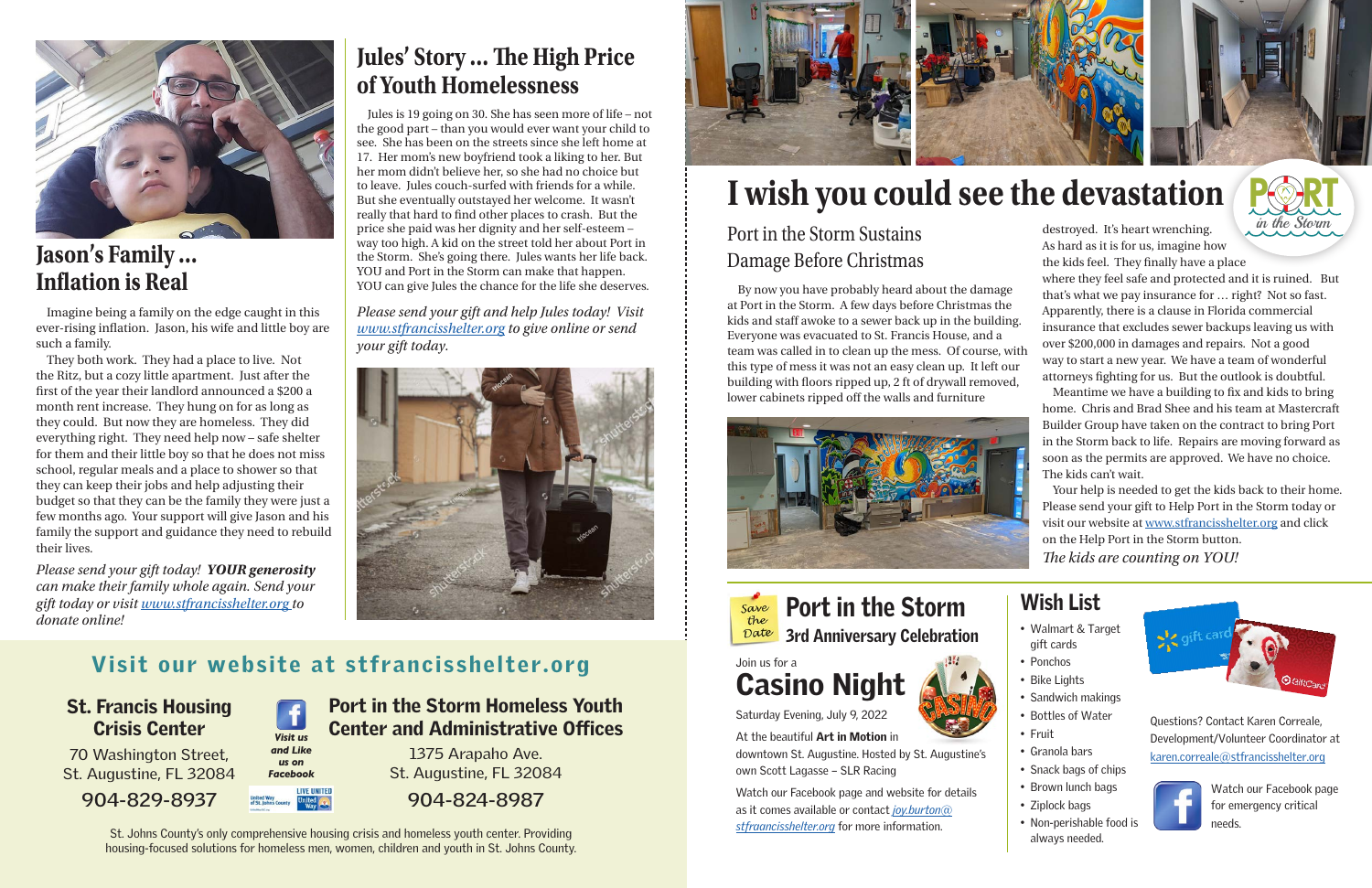## Jason's Family … Inflation is Real

Imagine being a family on the edge caught in this ever-rising inflation. Jason, his wife and little boy are such a family.

They both work. They had a place to live. Not the Ritz, but a cozy little apartment. Just after the first of the year their landlord announced a $200 a month rent increase. They hung on for as long as they could. But now they are homeless. They did everything right. They need help now – safe shelter for them and their little boy so that he does not miss school, regular meals and a place to shower so that they can keep their jobs and help adjusting their budget so that they can be the family they were just a few months ago. Your support will give Jason and his family the support and guidance they need to rebuild their lives.

*Please send your gift today! **YOUR generosity** can make their family whole again. Send your gift today or visit www.stfrancisshelter.org to donate online!*

## Jules' Story … The High Price of Youth Homelessness

Jules is 19 going on 30. She has seen more of life – not the good part – than you would ever want your child to see. She has been on the streets since she left home at 17. Her mom's new boyfriend took a liking to her. But her mom didn't believe her, so she had no choice but to leave. Jules couch-surfed with friends for a while. But she eventually outstayed her welcome. It wasn't really that hard to find other places to crash. But the price she paid was her dignity and her self-esteem – way too high. A kid on the street told her about Port in the Storm. She's going there. Jules wants her life back. YOU and Port in the Storm can make that happen. YOU can give Jules the chance for the life she deserves.

*Please send your gift and help Jules today! Visit www.stfrancisshelter.org to give online or send your gift today.*

# I wish you could see the devastation

Port in the Storm

### Port in the Storm Sustains Damage Before Christmas

By now you have probably heard about the damage at Port in the Storm. A few days before Christmas the kids and staff awoke to a sewer back up in the building. Everyone was evacuated to St. Francis House, and a team was called in to clean up the mess. Of course, with this type of mess it was not an easy clean up. It left our building with floors ripped up, 2 ft of drywall removed, lower cabinets ripped off the walls and furniture destroyed. It's heart wrenching.

As hard as it is for us, imagine how the kids feel. They finally have a place where they feel safe and protected and it is ruined. But that's what we pay insurance for … right? Not so fast. Apparently, there is a clause in Florida commercial insurance that excludes sewer backups leaving us with over $200,000 in damages and repairs. Not a good way to start a new year. We have a team of wonderful attorneys fighting for us. But the outlook is doubtful.

Meantime we have a building to fix and kids to bring home. Chris and Brad Shee and his team at Mastercraft Builder Group have taken on the contract to bring Port in the Storm back to life. Repairs are moving forward as soon as the permits are approved. We have no choice. The kids can't wait.

Your help is needed to get the kids back to their home. Please send your gift to Help Port in the Storm today or visit our website at www.stfrancisshelter.org and click on the Help Port in the Storm button.

*The kids are counting on YOU!*

## Port in the Storm 3rd Anniversary Celebration

Save the Date

Join us for a

**Casino Night**

Saturday Evening, July 9, 2022

At the beautiful **Art in Motion** in downtown St. Augustine. Hosted by St. Augustine's own Scott Lagasse – SLR Racing

Watch our Facebook page and website for details as it comes available or contact joy.burton@stfraancisshelter.org for more information.

## Wish List

- Walmart & Target gift cards
- Ponchos
- Bike Lights
- Sandwich makings
- Bottles of Water
- Fruit
- Granola bars
- Snack bags of chips
- Brown lunch bags
- Ziplock bags
- Non-perishable food is always needed.

Questions? Contact Karen Correale, Development/Volunteer Coordinator at karen.correale@stfrancisshelter.org

Watch our Facebook page for emergency critical needs.

## Visit our website at stfrancisshelter.org

**St. Francis Housing Crisis Center**
70 Washington Street,
St. Augustine, FL 32084
904-829-8937

*Visit us and Like us on Facebook*

**Port in the Storm Homeless Youth Center and Administrative Offices**
1375 Arapaho Ave.
St. Augustine, FL 32084
904-824-8987

St. Johns County's only comprehensive housing crisis and homeless youth center. Providing housing-focused solutions for homeless men, women, children and youth in St. Johns County.